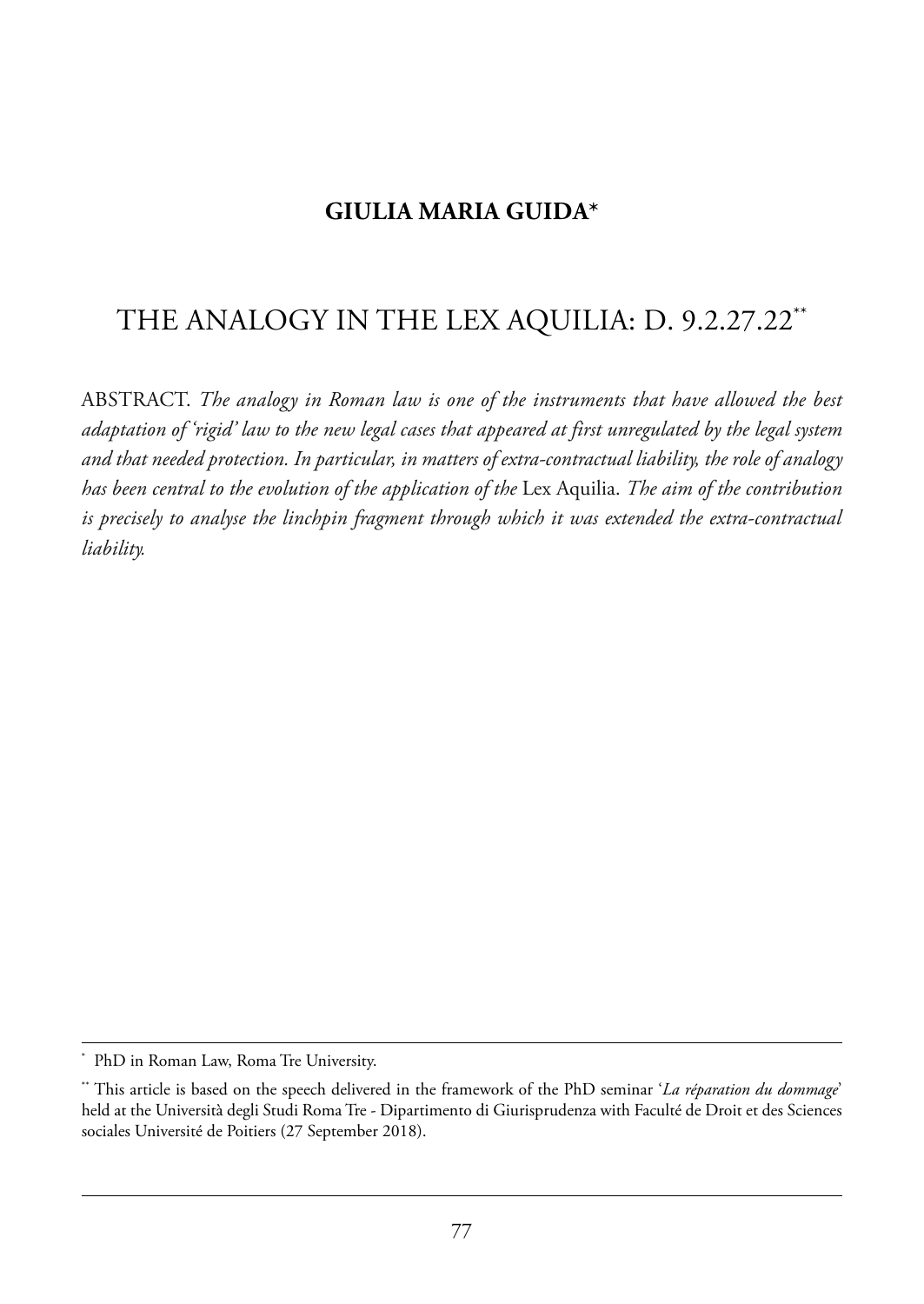**GIULIA MARIA GUIDA***

# THE ANALOGY IN THE LEX AQUILIA: D. 9.2.27.22**

ABSTRACT. *The analogy in Roman law is one of the instruments that have allowed the best adaptation of 'rigid' law to the new legal cases that appeared at first unregulated by the legal system and that needed protection. In particular, in matters of extra-contractual liability, the role of analogy has been central to the evolution of the application of the* Lex Aquilia. *The aim of the contribution is precisely to analyse the linchpin fragment through which it was extended the extra-contractual liability.*

---

\* PhD in Roman Law, Roma Tre University.

\** This article is based on the speech delivered in the framework of the PhD seminar '*La réparation du dommage*' held at the Università degli Studi Roma Tre - Dipartimento di Giurisprudenza with Faculté de Droit et des Sciences sociales Université de Poitiers (27 September 2018).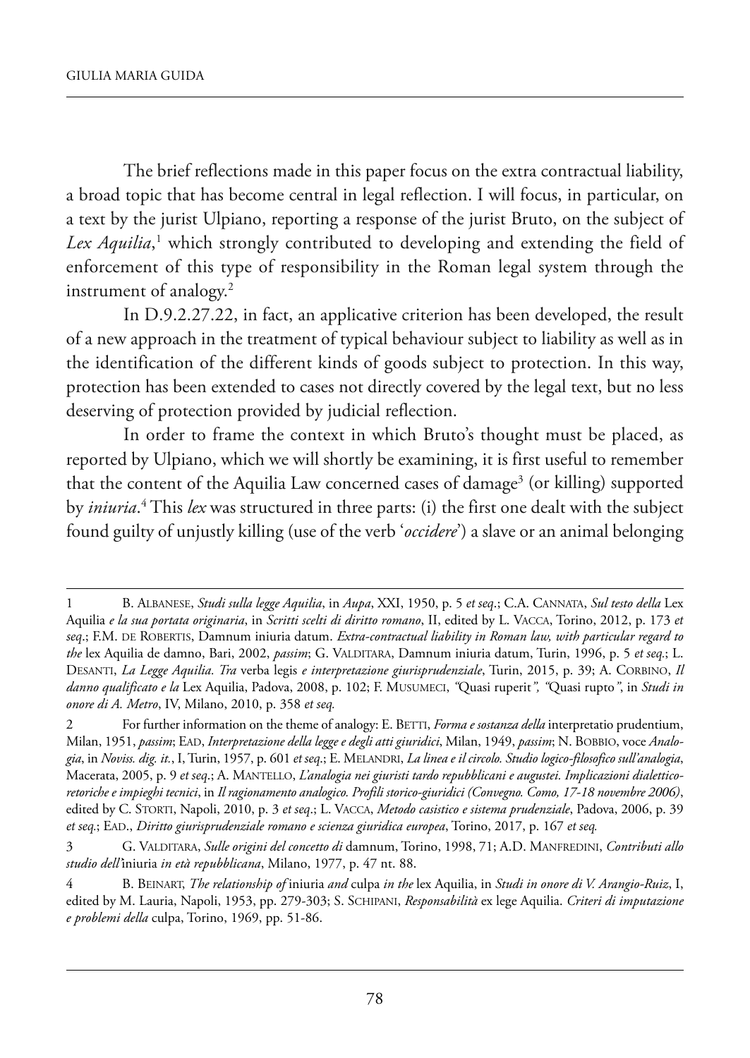The brief reflections made in this paper focus on the extra contractual liability, a broad topic that has become central in legal reflection. I will focus, in particular, on a text by the jurist Ulpiano, reporting a response of the jurist Bruto, on the subject of *Lex Aquilia*,[1] which strongly contributed to developing and extending the field of enforcement of this type of responsibility in the Roman legal system through the instrument of analogy.[2]

In D.9.2.27.22, in fact, an applicative criterion has been developed, the result of a new approach in the treatment of typical behaviour subject to liability as well as in the identification of the different kinds of goods subject to protection. In this way, protection has been extended to cases not directly covered by the legal text, but no less deserving of protection provided by judicial reflection.

In order to frame the context in which Bruto's thought must be placed, as reported by Ulpiano, which we will shortly be examining, it is first useful to remember that the content of the Aquilia Law concerned cases of damage[3] (or killing) supported by *iniuria*.[4] This *lex* was structured in three parts: (i) the first one dealt with the subject found guilty of unjustly killing (use of the verb '*occidere*') a slave or an animal belonging

---

1 B. Albanese, *Studi sulla legge Aquilia*, in *Aupa*, XXI, 1950, p. 5 *et seq*.; C.A. Cannata, *Sul testo della* Lex Aquilia *e la sua portata originaria*, in *Scritti scelti di diritto romano*, II, edited by L. Vacca, Torino, 2012, p. 173 *et seq*.; F.M. de Robertis, Damnum iniuria datum. *Extra-contractual liability in Roman law, with particular regard to the* lex Aquilia de damno, Bari, 2002, *passim*; G. Valditara, Damnum iniuria datum, Turin, 1996, p. 5 *et seq*.; L. Desanti, *La Legge Aquilia. Tra* verba legis *e interpretazione giurisprudenziale*, Turin, 2015, p. 39; A. Corbino, *Il danno qualificato e la* Lex Aquilia, Padova, 2008, p. 102; F. Musumeci, *"*Quasi ruperit*", "*Quasi rupto*"*, in *Studi in onore di A. Metro*, IV, Milano, 2010, p. 358 *et seq.*

2 For further information on the theme of analogy: E. Betti, *Forma e sostanza della* interpretatio prudentium, Milan, 1951, *passim*; Ead, *Interpretazione della legge e degli atti giuridici*, Milan, 1949, *passim*; N. Bobbio, voce *Analogia*, in *Noviss. dig. it.*, I, Turin, 1957, p. 601 *et seq*.; E. Melandri, *La linea e il circolo. Studio logico-filosofico sull'analogia*, Macerata, 2005, p. 9 *et seq*.; A. Mantello, *L'analogia nei giuristi tardo repubblicani e augustei. Implicazioni dialettico-retoriche e impieghi tecnici*, in *Il ragionamento analogico. Profili storico-giuridici (Convegno. Como, 17-18 novembre 2006)*, edited by C. Storti, Napoli, 2010, p. 3 *et seq*.; L. Vacca, *Metodo casistico e sistema prudenziale*, Padova, 2006, p. 39 *et seq*.; Ead., *Diritto giurisprudenziale romano e scienza giuridica europea*, Torino, 2017, p. 167 *et seq.*

3 G. Valditara, *Sulle origini del concetto di* damnum, Torino, 1998, 71; A.D. Manfredini, *Contributi allo studio dell'*iniuria *in età repubblicana*, Milano, 1977, p. 47 nt. 88.

4 B. Beinart, *The relationship of* iniuria *and* culpa *in the* lex Aquilia, in *Studi in onore di V. Arangio-Ruiz*, I, edited by M. Lauria, Napoli, 1953, pp. 279-303; S. Schipani, *Responsabilità* ex lege Aquilia. *Criteri di imputazione e problemi della* culpa, Torino, 1969, pp. 51-86.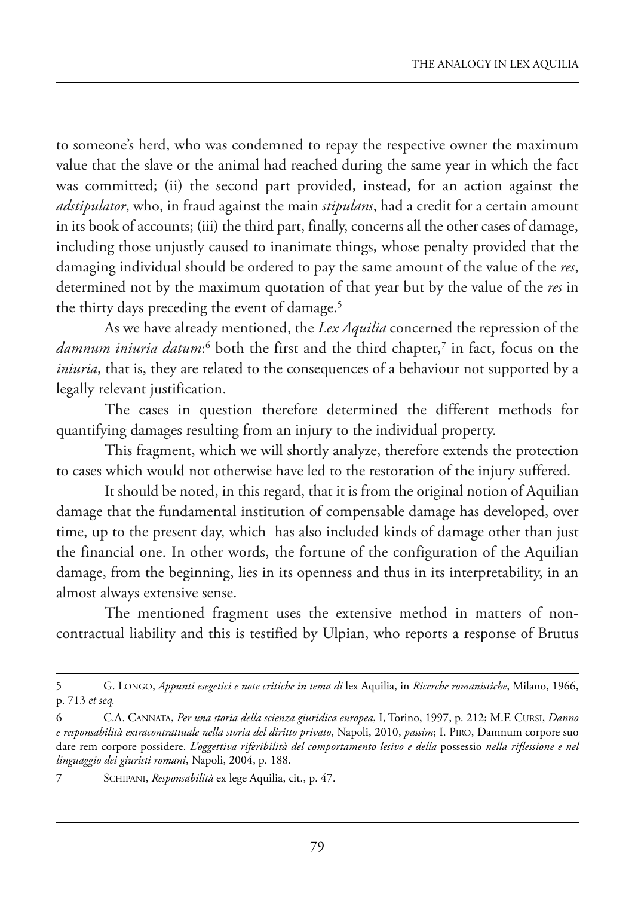to someone's herd, who was condemned to repay the respective owner the maximum value that the slave or the animal had reached during the same year in which the fact was committed; (ii) the second part provided, instead, for an action against the *adstipulator*, who, in fraud against the main *stipulans*, had a credit for a certain amount in its book of accounts; (iii) the third part, finally, concerns all the other cases of damage, including those unjustly caused to inanimate things, whose penalty provided that the damaging individual should be ordered to pay the same amount of the value of the *res*, determined not by the maximum quotation of that year but by the value of the *res* in the thirty days preceding the event of damage.[5]

As we have already mentioned, the *Lex Aquilia* concerned the repression of the *damnum iniuria datum*:[6] both the first and the third chapter,[7] in fact, focus on the *iniuria*, that is, they are related to the consequences of a behaviour not supported by a legally relevant justification.

The cases in question therefore determined the different methods for quantifying damages resulting from an injury to the individual property.

This fragment, which we will shortly analyze, therefore extends the protection to cases which would not otherwise have led to the restoration of the injury suffered.

It should be noted, in this regard, that it is from the original notion of Aquilian damage that the fundamental institution of compensable damage has developed, over time, up to the present day, which has also included kinds of damage other than just the financial one. In other words, the fortune of the configuration of the Aquilian damage, from the beginning, lies in its openness and thus in its interpretability, in an almost always extensive sense.

The mentioned fragment uses the extensive method in matters of non-contractual liability and this is testified by Ulpian, who reports a response of Brutus

---

5 G. Longo, *Appunti esegetici e note critiche in tema di* lex Aquilia, in *Ricerche romanistiche*, Milano, 1966, p. 713 *et seq.*

6 C.A. Cannata, *Per una storia della scienza giuridica europea*, I, Torino, 1997, p. 212; M.F. Cursi, *Danno e responsabilità extracontrattuale nella storia del diritto privato*, Napoli, 2010, *passim*; I. Piro, Damnum corpore suo dare rem corpore possidere. *L'oggettiva riferibilità del comportamento lesivo e della* possessio *nella riflessione e nel linguaggio dei giuristi romani*, Napoli, 2004, p. 188.

7 Schipani, *Responsabilità* ex lege Aquilia, cit., p. 47.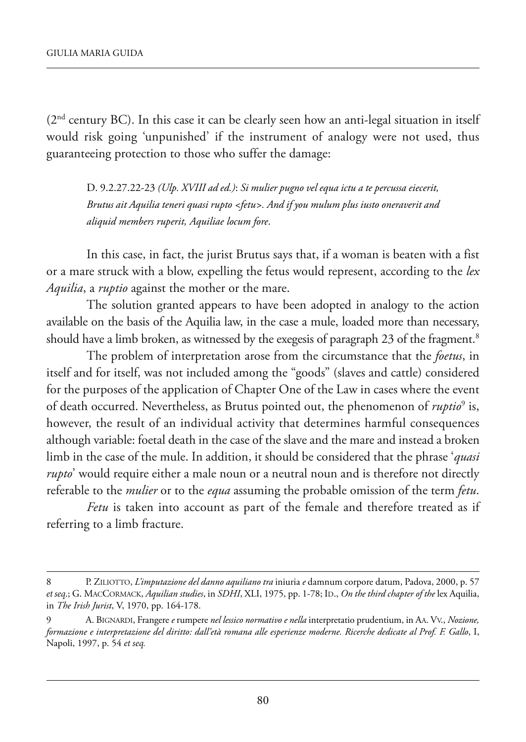(2nd century BC). In this case it can be clearly seen how an anti-legal situation in itself would risk going 'unpunished' if the instrument of analogy were not used, thus guaranteeing protection to those who suffer the damage:

> D. 9.2.27.22-23 *(Ulp. XVIII ad ed.)*: *Si mulier pugno vel equa ictu a te percussa eiecerit, Brutus ait Aquilia teneri quasi rupto <fetu>. And if you mulum plus iusto oneraverit and aliquid members ruperit, Aquiliae locum fore*.

In this case, in fact, the jurist Brutus says that, if a woman is beaten with a fist or a mare struck with a blow, expelling the fetus would represent, according to the *lex Aquilia*, a *ruptio* against the mother or the mare.

The solution granted appears to have been adopted in analogy to the action available on the basis of the Aquilia law, in the case a mule, loaded more than necessary, should have a limb broken, as witnessed by the exegesis of paragraph 23 of the fragment.[8]

The problem of interpretation arose from the circumstance that the *foetus*, in itself and for itself, was not included among the "goods" (slaves and cattle) considered for the purposes of the application of Chapter One of the Law in cases where the event of death occurred. Nevertheless, as Brutus pointed out, the phenomenon of *ruptio*[9] is, however, the result of an individual activity that determines harmful consequences although variable: foetal death in the case of the slave and the mare and instead a broken limb in the case of the mule. In addition, it should be considered that the phrase '*quasi rupto*' would require either a male noun or a neutral noun and is therefore not directly referable to the *mulier* or to the *equa* assuming the probable omission of the term *fetu*.

*Fetu* is taken into account as part of the female and therefore treated as if referring to a limb fracture.

---

8 P. Ziliotto, *L'imputazione del danno aquiliano tra* iniuria *e* damnum corpore datum, Padova, 2000, p. 57 *et seq*.; G. MacCormack, *Aquilian studies*, in *SDHI*, XLI, 1975, pp. 1-78; Id., *On the third chapter of the* lex Aquilia, in *The Irish Jurist*, V, 1970, pp. 164-178.

9 A. Bignardi, Frangere *e* rumpere *nel lessico normativo e nella* interpretatio prudentium, in Aa. Vv., *Nozione, formazione e interpretazione del diritto: dall'età romana alle esperienze moderne. Ricerche dedicate al Prof. F. Gallo*, I, Napoli, 1997, p. 54 *et seq.*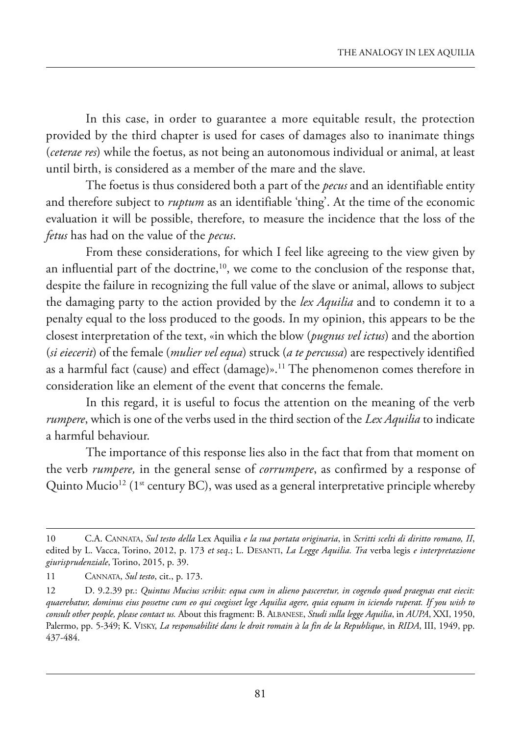In this case, in order to guarantee a more equitable result, the protection provided by the third chapter is used for cases of damages also to inanimate things (*ceterae res*) while the foetus, as not being an autonomous individual or animal, at least until birth, is considered as a member of the mare and the slave.

The foetus is thus considered both a part of the *pecus* and an identifiable entity and therefore subject to *ruptum* as an identifiable 'thing'. At the time of the economic evaluation it will be possible, therefore, to measure the incidence that the loss of the *fetus* has had on the value of the *pecus*.

From these considerations, for which I feel like agreeing to the view given by an influential part of the doctrine,[10], we come to the conclusion of the response that, despite the failure in recognizing the full value of the slave or animal, allows to subject the damaging party to the action provided by the *lex Aquilia* and to condemn it to a penalty equal to the loss produced to the goods. In my opinion, this appears to be the closest interpretation of the text, «in which the blow (*pugnus vel ictus*) and the abortion (*si eiecerit*) of the female (*mulier vel equa*) struck (*a te percussa*) are respectively identified as a harmful fact (cause) and effect (damage)».[11] The phenomenon comes therefore in consideration like an element of the event that concerns the female.

In this regard, it is useful to focus the attention on the meaning of the verb *rumpere*, which is one of the verbs used in the third section of the *Lex Aquilia* to indicate a harmful behaviour.

The importance of this response lies also in the fact that from that moment on the verb *rumpere,* in the general sense of *corrumpere*, as confirmed by a response of Quinto Mucio[12] (1st century BC), was used as a general interpretative principle whereby

---

10 C.A. Cannata, *Sul testo della* Lex Aquilia *e la sua portata originaria*, in *Scritti scelti di diritto romano, II*, edited by L. Vacca, Torino, 2012, p. 173 *et seq*.; L. Desanti, *La Legge Aquilia. Tra* verba legis *e interpretazione giurisprudenziale*, Torino, 2015, p. 39.

11 Cannata, *Sul testo*, cit., p. 173.

12 D. 9.2.39 pr.: *Quintus Mucius scribit: equa cum in alieno pasceretur, in cogendo quod praegnas erat eiecit: quaerebatur, dominus eius possetne cum eo qui coegisset lege Aquilia agere, quia equam in iciendo ruperat. If you wish to consult other people, please contact us.* About this fragment: B. Albanese, *Studi sulla legge Aquilia*, in *AUPA*, XXI, 1950, Palermo, pp. 5-349; K. Visky, *La responsabilité dans le droit romain à la fin de la Republique*, in *RIDA*, III, 1949, pp. 437-484.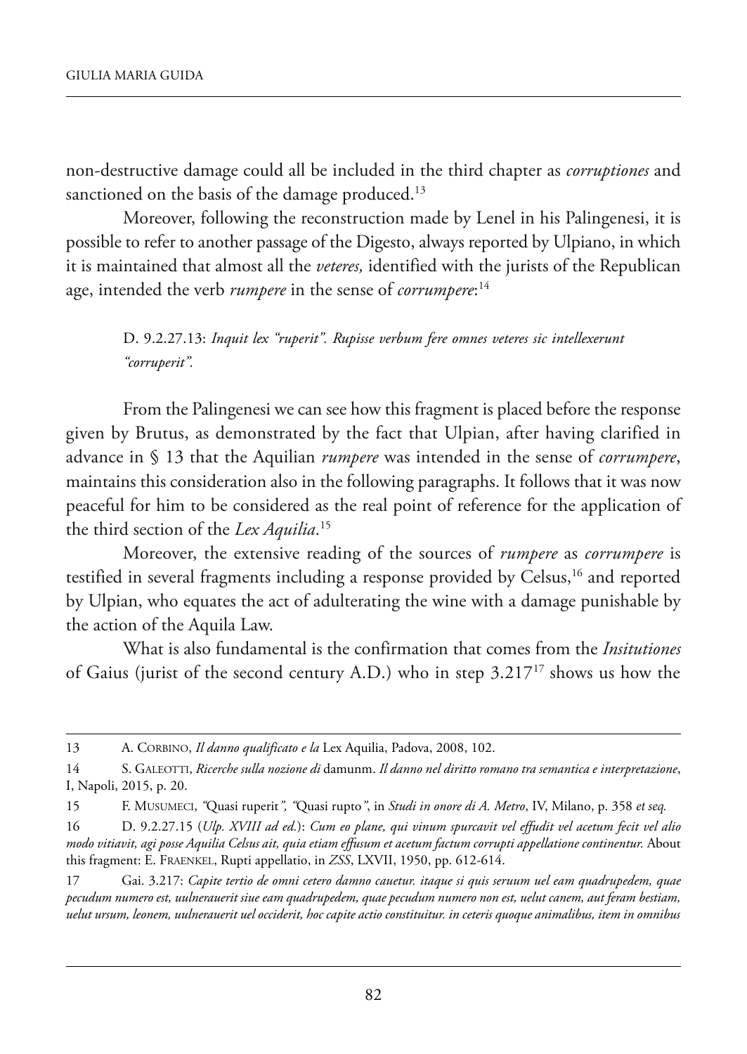non-destructive damage could all be included in the third chapter as *corruptiones* and sanctioned on the basis of the damage produced.[13]

Moreover, following the reconstruction made by Lenel in his Palingenesi, it is possible to refer to another passage of the Digesto, always reported by Ulpiano, in which it is maintained that almost all the *veteres,* identified with the jurists of the Republican age, intended the verb *rumpere* in the sense of *corrumpere*:[14]

> D. 9.2.27.13: *Inquit lex "ruperit". Rupisse verbum fere omnes veteres sic intellexerunt "corruperit".*

From the Palingenesi we can see how this fragment is placed before the response given by Brutus, as demonstrated by the fact that Ulpian, after having clarified in advance in § 13 that the Aquilian *rumpere* was intended in the sense of *corrumpere*, maintains this consideration also in the following paragraphs. It follows that it was now peaceful for him to be considered as the real point of reference for the application of the third section of the *Lex Aquilia*.[15]

Moreover, the extensive reading of the sources of *rumpere* as *corrumpere* is testified in several fragments including a response provided by Celsus,[16] and reported by Ulpian, who equates the act of adulterating the wine with a damage punishable by the action of the Aquila Law.

What is also fundamental is the confirmation that comes from the *Insitutiones* of Gaius (jurist of the second century A.D.) who in step 3.217[17] shows us how the

---

13 A. Corbino, *Il danno qualificato e la* Lex Aquilia, Padova, 2008, 102.

14 S. Galeotti, *Ricerche sulla nozione di* damunm. *Il danno nel diritto romano tra semantica e interpretazione*, I, Napoli, 2015, p. 20.

15 F. Musumeci, *"*Quasi ruperit*", "*Quasi rupto*"*, in *Studi in onore di A. Metro*, IV, Milano, p. 358 *et seq.*

16 D. 9.2.27.15 (*Ulp. XVIII ad ed.*): *Cum eo plane, qui vinum spurcavit vel effudit vel acetum fecit vel alio modo vitiavit, agi posse Aquilia Celsus ait, quia etiam effusum et acetum factum corrupti appellatione continentur.* About this fragment: E. Fraenkel, Rupti appellatio, in *ZSS*, LXVII, 1950, pp. 612-614.

17 Gai. 3.217: *Capite tertio de omni cetero damno cauetur. itaque si quis seruum uel eam quadrupedem, quae pecudum numero est, uulnerauerit siue eam quadrupedem, quae pecudum numero non est, uelut canem, aut feram bestiam, uelut ursum, leonem, uulnerauerit uel occiderit, hoc capite actio constituitur. in ceteris quoque animalibus, item in omnibus*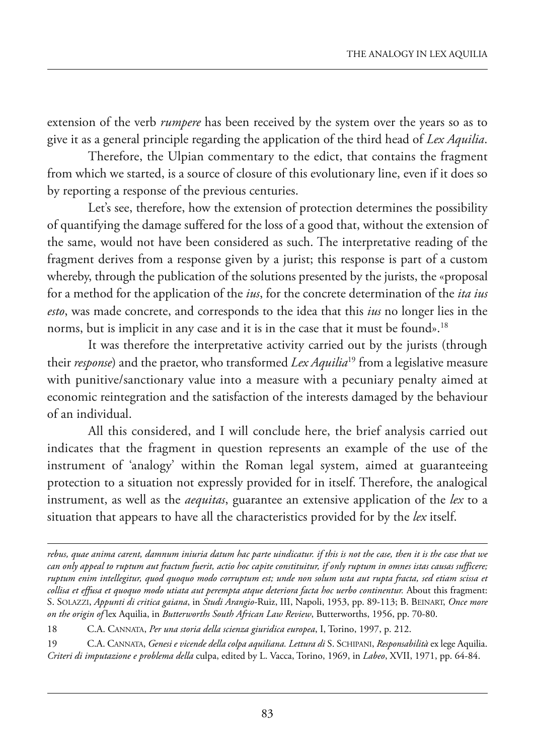extension of the verb *rumpere* has been received by the system over the years so as to give it as a general principle regarding the application of the third head of *Lex Aquilia*.

Therefore, the Ulpian commentary to the edict, that contains the fragment from which we started, is a source of closure of this evolutionary line, even if it does so by reporting a response of the previous centuries.

Let's see, therefore, how the extension of protection determines the possibility of quantifying the damage suffered for the loss of a good that, without the extension of the same, would not have been considered as such. The interpretative reading of the fragment derives from a response given by a jurist; this response is part of a custom whereby, through the publication of the solutions presented by the jurists, the «proposal for a method for the application of the *ius*, for the concrete determination of the *ita ius esto*, was made concrete, and corresponds to the idea that this *ius* no longer lies in the norms, but is implicit in any case and it is in the case that it must be found».[18]

It was therefore the interpretative activity carried out by the jurists (through their *response*) and the praetor, who transformed *Lex Aquilia*[19] from a legislative measure with punitive/sanctionary value into a measure with a pecuniary penalty aimed at economic reintegration and the satisfaction of the interests damaged by the behaviour of an individual.

All this considered, and I will conclude here, the brief analysis carried out indicates that the fragment in question represents an example of the use of the instrument of 'analogy' within the Roman legal system, aimed at guaranteeing protection to a situation not expressly provided for in itself. Therefore, the analogical instrument, as well as the *aequitas*, guarantee an extensive application of the *lex* to a situation that appears to have all the characteristics provided for by the *lex* itself.

---

*rebus, quae anima carent, damnum iniuria datum hac parte uindicatur. if this is not the case, then it is the case that we can only appeal to ruptum aut fractum fuerit, actio hoc capite constituitur, if only ruptum in omnes istas causas sufficere; ruptum enim intellegitur, quod quoquo modo corruptum est; unde non solum usta aut rupta fracta, sed etiam scissa et collisa et effusa et quoquo modo utiata aut perempta atque deteriora facta hoc uerbo continentur.* About this fragment: S. SOLAZZI, *Appunti di critica gaiana*, in *Studi Arangio*-Ruiz, III, Napoli, 1953, pp. 89-113; B. BEINART, *Once more on the origin of* lex Aquilia, in *Butterworths South African Law Review*, Butterworths, 1956, pp. 70-80.

18 C.A. CANNATA, *Per una storia della scienza giuridica europea*, I, Torino, 1997, p. 212.

19 C.A. CANNATA, *Genesi e vicende della colpa aquiliana. Lettura di* S. SCHIPANI, *Responsabilità* ex lege Aquilia. *Criteri di imputazione e problema della* culpa, edited by L. Vacca, Torino, 1969, in *Labeo*, XVII, 1971, pp. 64-84.